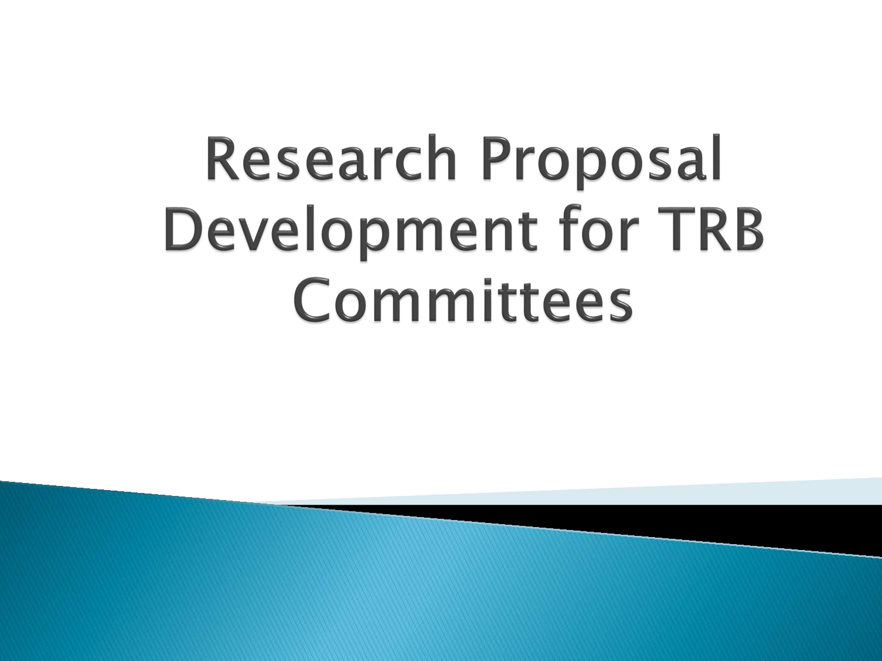# Research Proposal Development for TRB Committees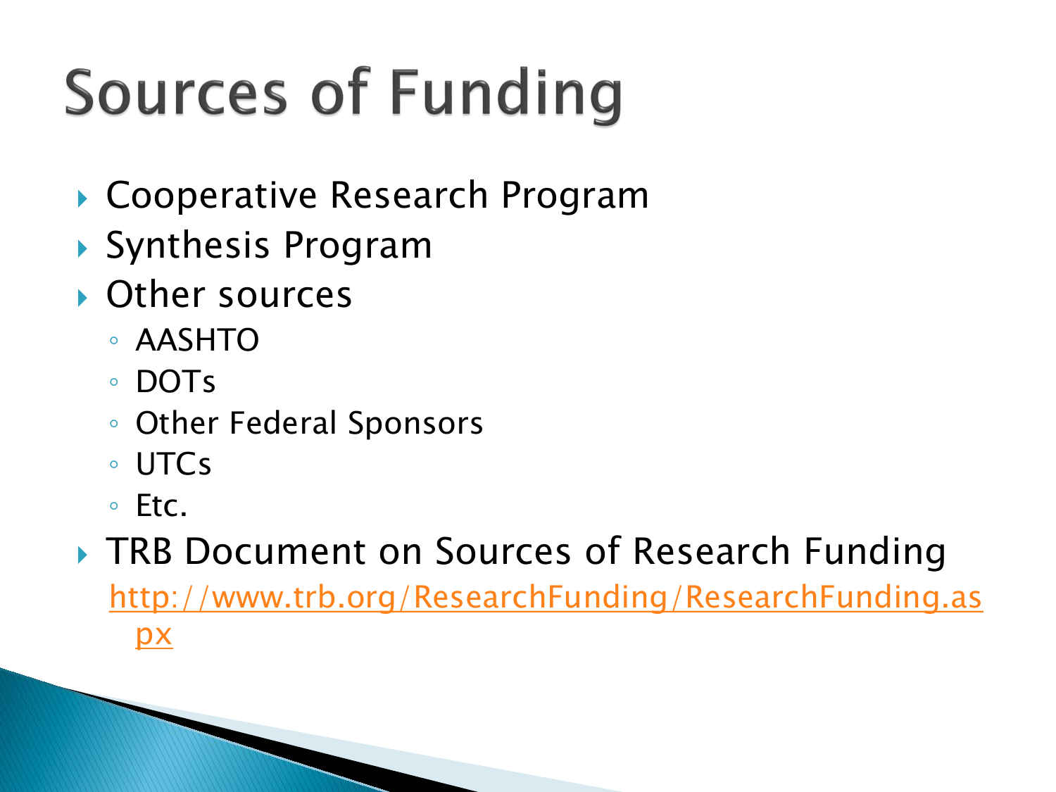# Sources of Funding

- Cooperative Research Program
- Synthesis Program
- Other sources
  - AASHTO
  - DOTs
  - Other Federal Sponsors
  - UTCs
  - Etc.
- TRB Document on Sources of Research Funding
  http://www.trb.org/ResearchFunding/ResearchFunding.aspx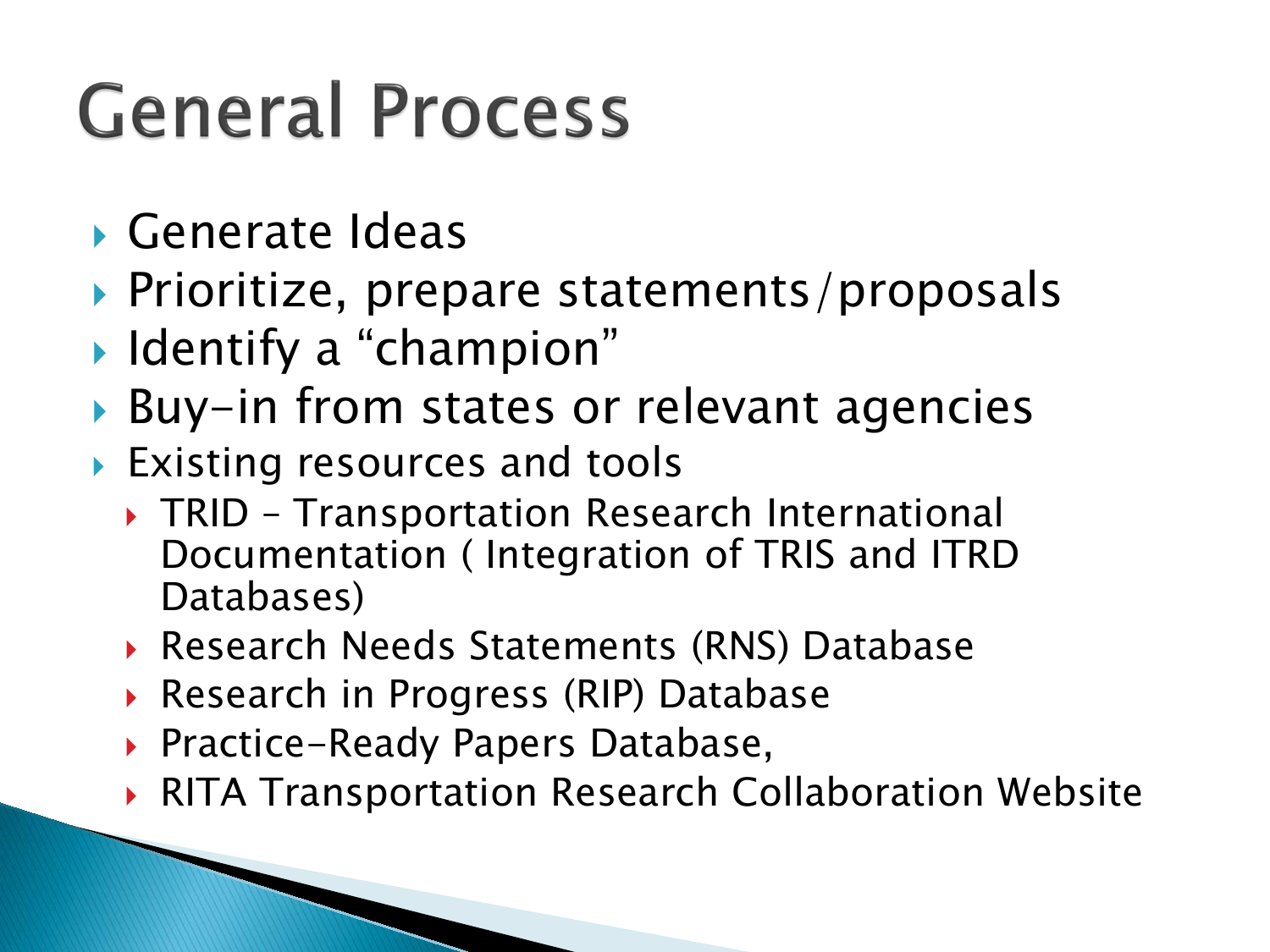# General Process

- Generate Ideas
- Prioritize, prepare statements/proposals
- Identify a "champion"
- Buy-in from states or relevant agencies
- Existing resources and tools
  - TRID – Transportation Research International Documentation ( Integration of TRIS and ITRD Databases)
  - Research Needs Statements (RNS) Database
  - Research in Progress (RIP) Database
  - Practice-Ready Papers Database,
  - RITA Transportation Research Collaboration Website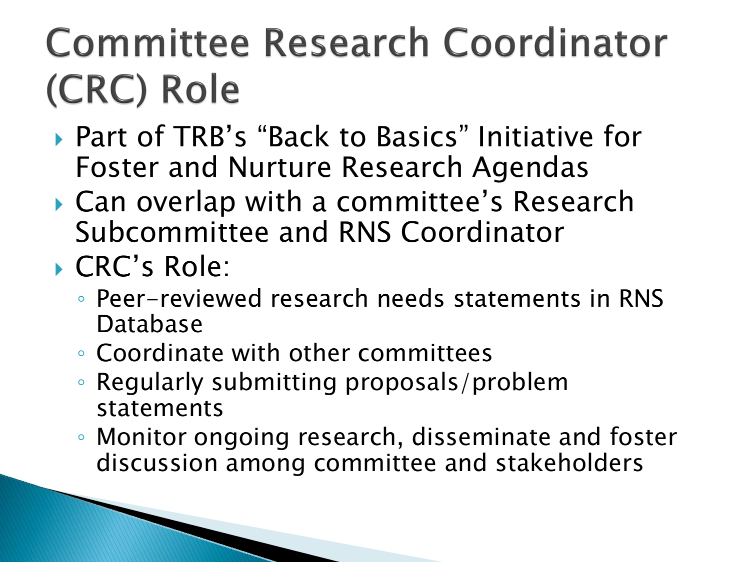# Committee Research Coordinator (CRC) Role

- Part of TRB's "Back to Basics" Initiative for Foster and Nurture Research Agendas
- Can overlap with a committee's Research Subcommittee and RNS Coordinator
- CRC's Role:
  - Peer-reviewed research needs statements in RNS Database
  - Coordinate with other committees
  - Regularly submitting proposals/problem statements
  - Monitor ongoing research, disseminate and foster discussion among committee and stakeholders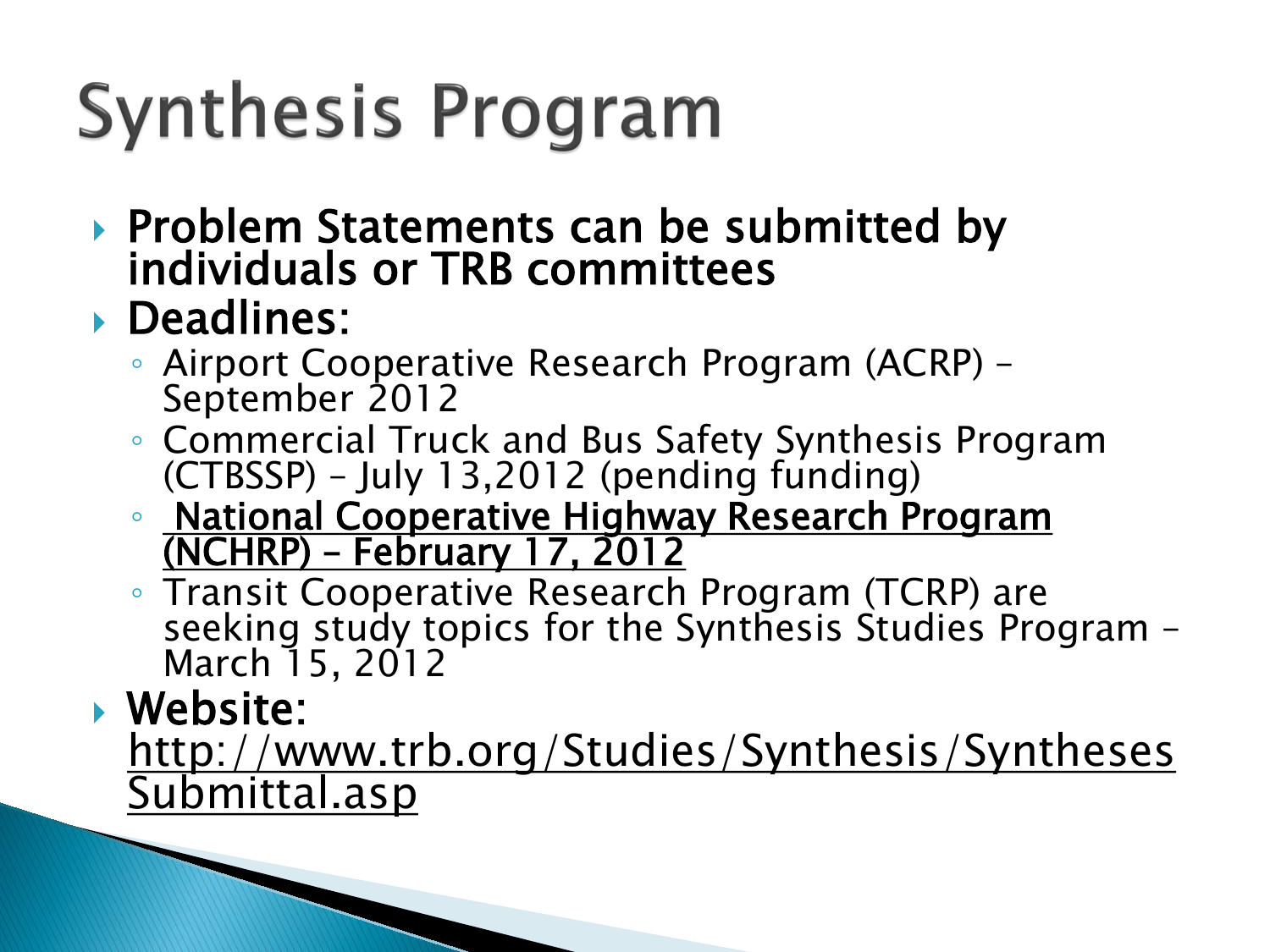# Synthesis Program

- Problem Statements can be submitted by individuals or TRB committees
- Deadlines:
  - Airport Cooperative Research Program (ACRP) – September 2012
  - Commercial Truck and Bus Safety Synthesis Program (CTBSSP) – July 13,2012 (pending funding)
  - National Cooperative Highway Research Program (NCHRP) – February 17, 2012
  - Transit Cooperative Research Program (TCRP) are seeking study topics for the Synthesis Studies Program – March 15, 2012
- Website: http://www.trb.org/Studies/Synthesis/SynthesesSubmittal.asp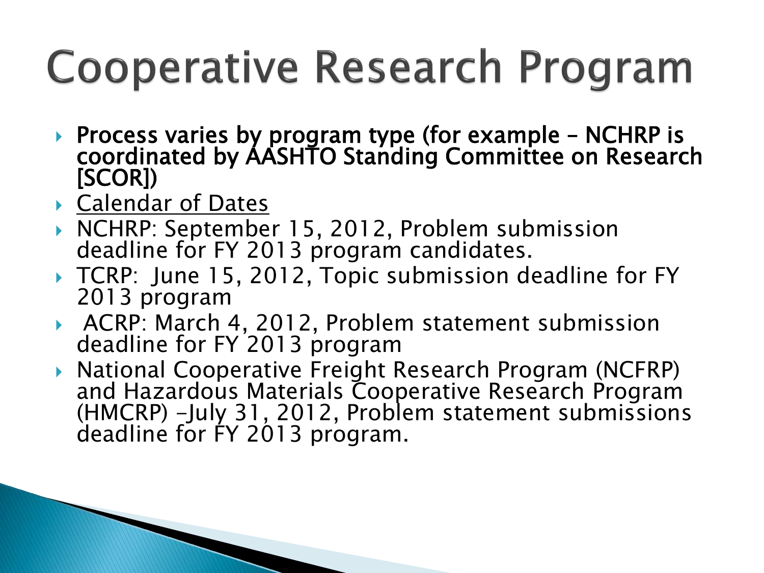# Cooperative Research Program

- **Process varies by program type (for example – NCHRP is coordinated by AASHTO Standing Committee on Research [SCOR])**
- Calendar of Dates
- NCHRP: September 15, 2012, Problem submission deadline for FY 2013 program candidates.
- TCRP: June 15, 2012, Topic submission deadline for FY 2013 program
- ACRP: March 4, 2012, Problem statement submission deadline for FY 2013 program
- National Cooperative Freight Research Program (NCFRP) and Hazardous Materials Cooperative Research Program (HMCRP) –July 31, 2012, Problem statement submissions deadline for FY 2013 program.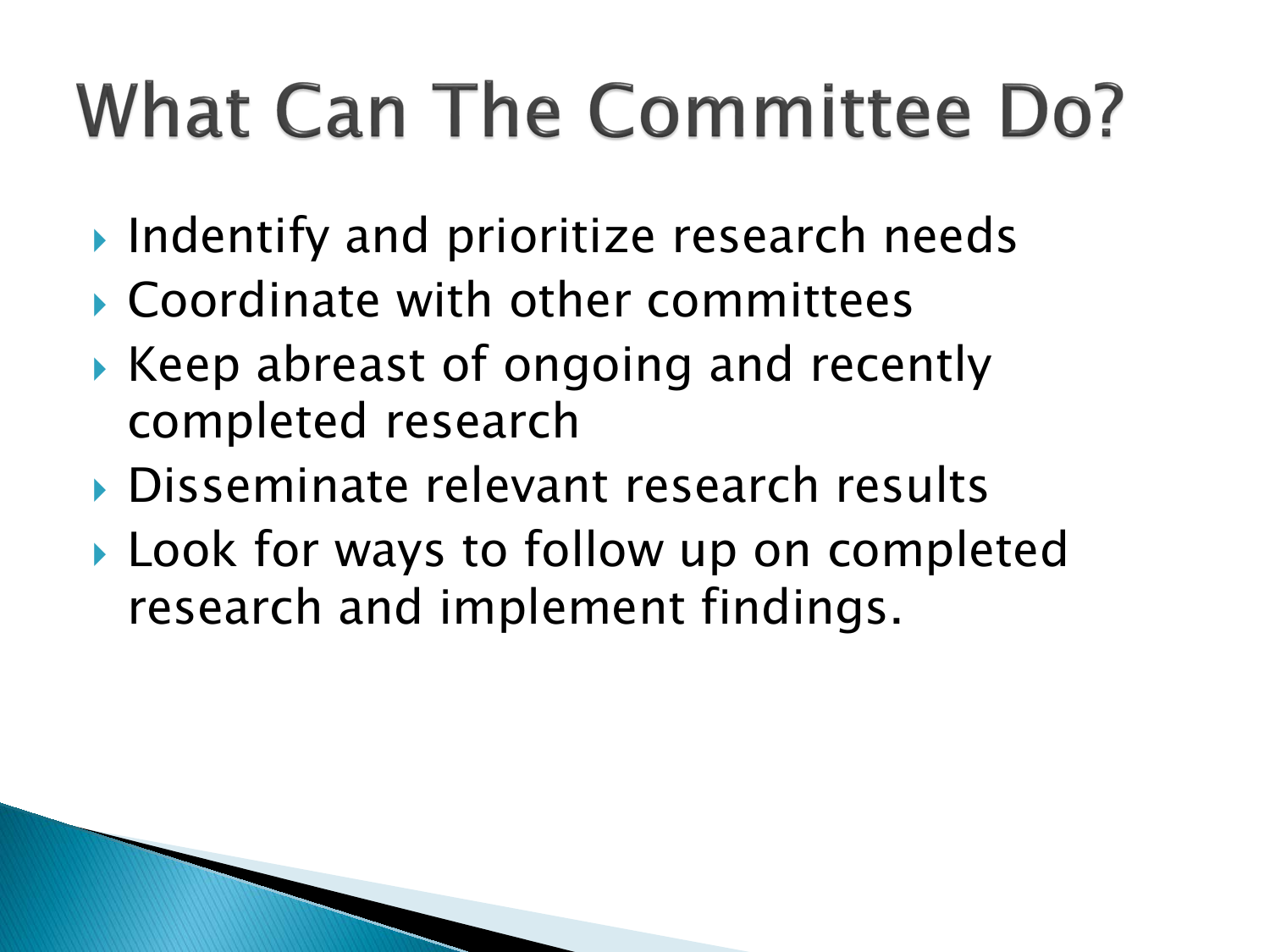# What Can The Committee Do?

- Indentify and prioritize research needs
- Coordinate with other committees
- Keep abreast of ongoing and recently completed research
- Disseminate relevant research results
- Look for ways to follow up on completed research and implement findings.